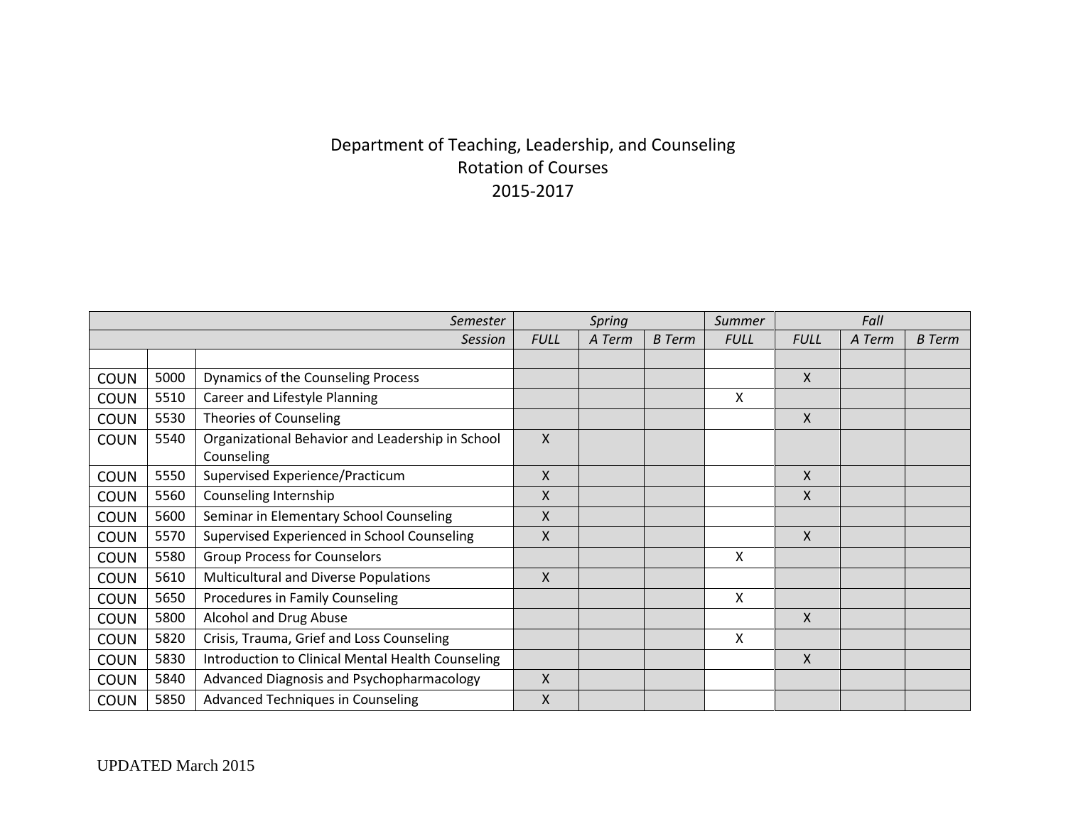# Department of Teaching, Leadership, and Counseling
## Rotation of Courses
## 2015-2017

| | | Semester | Spring | | | Summer | Fall | | |
|---|---|---|---|---|---|---|---|---|---|
| | | Session | FULL | A Term | B Term | FULL | FULL | A Term | B Term |
| | | | | | | | | | |
| COUN | 5000 | Dynamics of the Counseling Process | | | | | X | | |
| COUN | 5510 | Career and Lifestyle Planning | | | | X | | | |
| COUN | 5530 | Theories of Counseling | | | | | X | | |
| COUN | 5540 | Organizational Behavior and Leadership in School Counseling | X | | | | | | |
| COUN | 5550 | Supervised Experience/Practicum | X | | | | X | | |
| COUN | 5560 | Counseling Internship | X | | | | X | | |
| COUN | 5600 | Seminar in Elementary School Counseling | X | | | | | | |
| COUN | 5570 | Supervised Experienced in School Counseling | X | | | | X | | |
| COUN | 5580 | Group Process for Counselors | | | | X | | | |
| COUN | 5610 | Multicultural and Diverse Populations | X | | | | | | |
| COUN | 5650 | Procedures in Family Counseling | | | | X | | | |
| COUN | 5800 | Alcohol and Drug Abuse | | | | | X | | |
| COUN | 5820 | Crisis, Trauma, Grief and Loss Counseling | | | | X | | | |
| COUN | 5830 | Introduction to Clinical Mental Health Counseling | | | | | X | | |
| COUN | 5840 | Advanced Diagnosis and Psychopharmacology | X | | | | | | |
| COUN | 5850 | Advanced Techniques in Counseling | X | | | | | | |

UPDATED March 2015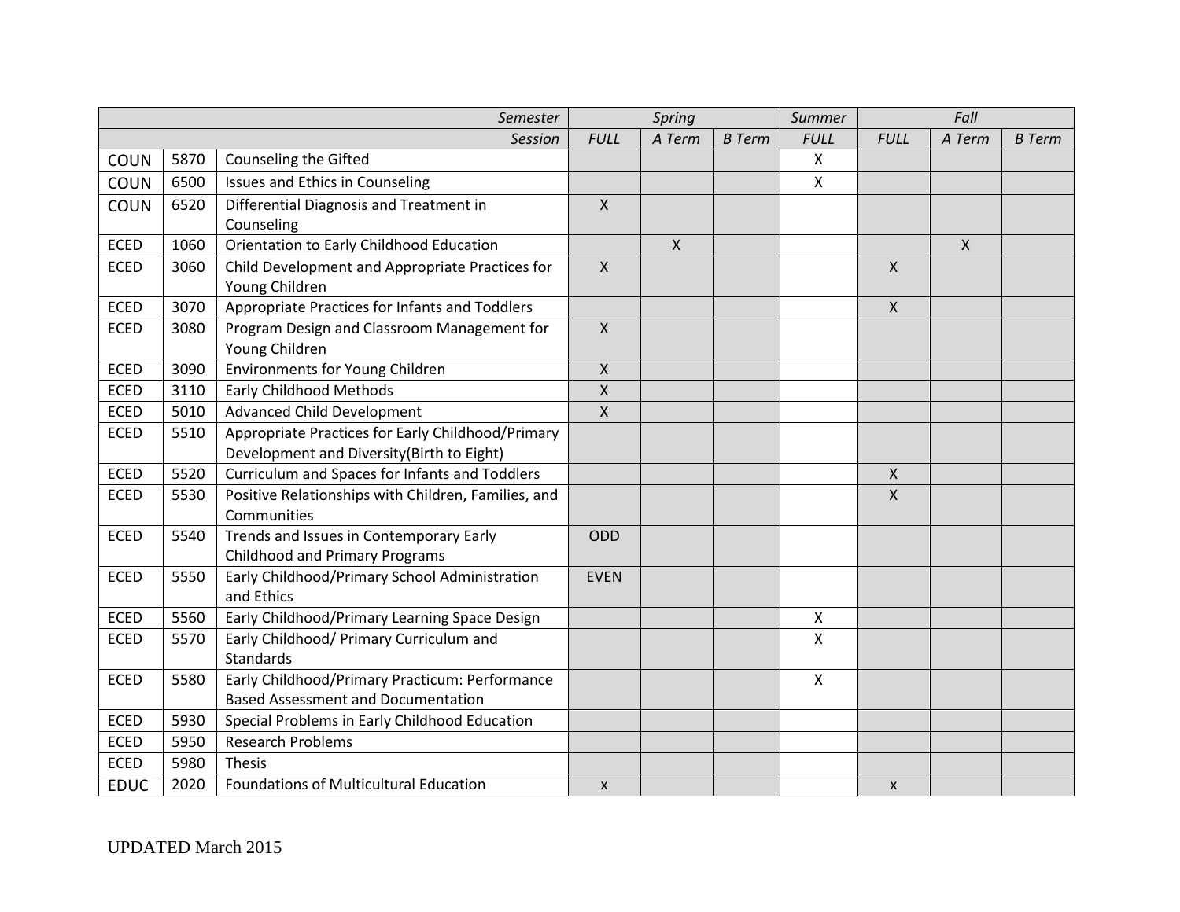| | | Semester | Spring | | | Summer | Fall | | |
|---|---|---|---|---|---|---|---|---|---|
| | | Session | FULL | A Term | B Term | FULL | FULL | A Term | B Term |
| COUN | 5870 | Counseling the Gifted | | | | X | | | |
| COUN | 6500 | Issues and Ethics in Counseling | | | | X | | | |
| COUN | 6520 | Differential Diagnosis and Treatment in Counseling | X | | | | | | |
| ECED | 1060 | Orientation to Early Childhood Education | | X | | | | X | |
| ECED | 3060 | Child Development and Appropriate Practices for Young Children | X | | | | X | | |
| ECED | 3070 | Appropriate Practices for Infants and Toddlers | | | | | X | | |
| ECED | 3080 | Program Design and Classroom Management for Young Children | X | | | | | | |
| ECED | 3090 | Environments for Young Children | X | | | | | | |
| ECED | 3110 | Early Childhood Methods | X | | | | | | |
| ECED | 5010 | Advanced Child Development | X | | | | | | |
| ECED | 5510 | Appropriate Practices for Early Childhood/Primary Development and Diversity(Birth to Eight) | | | | | | | |
| ECED | 5520 | Curriculum and Spaces for Infants and Toddlers | | | | | X | | |
| ECED | 5530 | Positive Relationships with Children, Families, and Communities | | | | | X | | |
| ECED | 5540 | Trends and Issues in Contemporary Early Childhood and Primary Programs | ODD | | | | | | |
| ECED | 5550 | Early Childhood/Primary School Administration and Ethics | EVEN | | | | | | |
| ECED | 5560 | Early Childhood/Primary Learning Space Design | | | | X | | | |
| ECED | 5570 | Early Childhood/ Primary Curriculum and Standards | | | | X | | | |
| ECED | 5580 | Early Childhood/Primary Practicum: Performance Based Assessment and Documentation | | | | X | | | |
| ECED | 5930 | Special Problems in Early Childhood Education | | | | | | | |
| ECED | 5950 | Research Problems | | | | | | | |
| ECED | 5980 | Thesis | | | | | | | |
| EDUC | 2020 | Foundations of Multicultural Education | x | | | | x | | |

UPDATED March 2015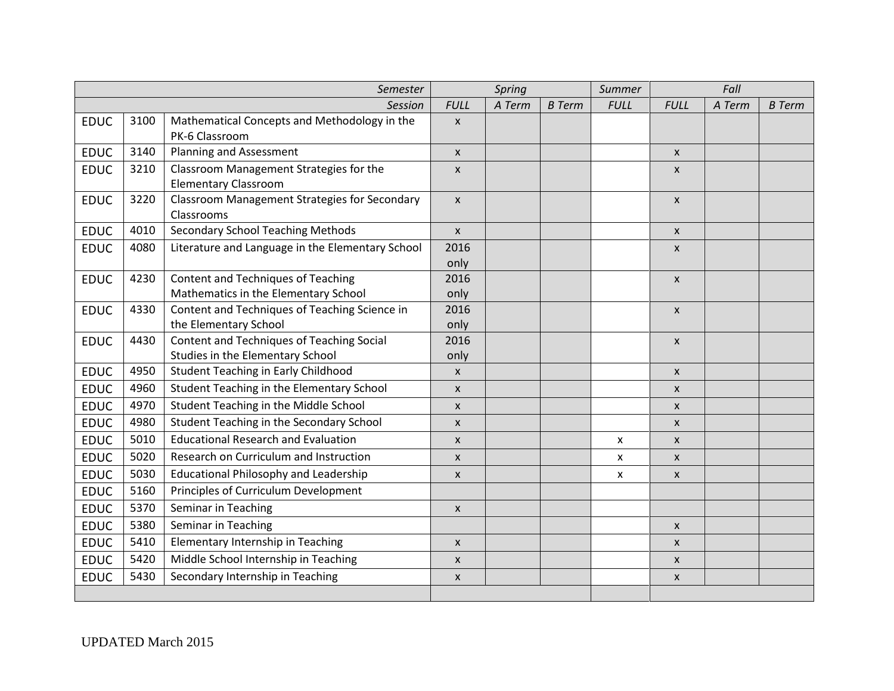| | | Semester | Spring | | | Summer | Fall | | |
|---|---|---|---|---|---|---|---|---|---|
| | | Session | FULL | A Term | B Term | FULL | FULL | A Term | B Term |
| EDUC | 3100 | Mathematical Concepts and Methodology in the PK-6 Classroom | x | | | | | | |
| EDUC | 3140 | Planning and Assessment | x | | | | x | | |
| EDUC | 3210 | Classroom Management Strategies for the Elementary Classroom | x | | | | x | | |
| EDUC | 3220 | Classroom Management Strategies for Secondary Classrooms | x | | | | x | | |
| EDUC | 4010 | Secondary School Teaching Methods | x | | | | x | | |
| EDUC | 4080 | Literature and Language in the Elementary School | 2016 only | | | | x | | |
| EDUC | 4230 | Content and Techniques of Teaching Mathematics in the Elementary School | 2016 only | | | | x | | |
| EDUC | 4330 | Content and Techniques of Teaching Science in the Elementary School | 2016 only | | | | x | | |
| EDUC | 4430 | Content and Techniques of Teaching Social Studies in the Elementary School | 2016 only | | | | x | | |
| EDUC | 4950 | Student Teaching in Early Childhood | x | | | | x | | |
| EDUC | 4960 | Student Teaching in the Elementary School | x | | | | x | | |
| EDUC | 4970 | Student Teaching in the Middle School | x | | | | x | | |
| EDUC | 4980 | Student Teaching in the Secondary School | x | | | | x | | |
| EDUC | 5010 | Educational Research and Evaluation | x | | | x | x | | |
| EDUC | 5020 | Research on Curriculum and Instruction | x | | | x | x | | |
| EDUC | 5030 | Educational Philosophy and Leadership | x | | | x | x | | |
| EDUC | 5160 | Principles of Curriculum Development | | | | | | | |
| EDUC | 5370 | Seminar in Teaching | x | | | | | | |
| EDUC | 5380 | Seminar in Teaching | | | | | x | | |
| EDUC | 5410 | Elementary Internship in Teaching | x | | | | x | | |
| EDUC | 5420 | Middle School Internship in Teaching | x | | | | x | | |
| EDUC | 5430 | Secondary Internship in Teaching | x | | | | x | | |

UPDATED March 2015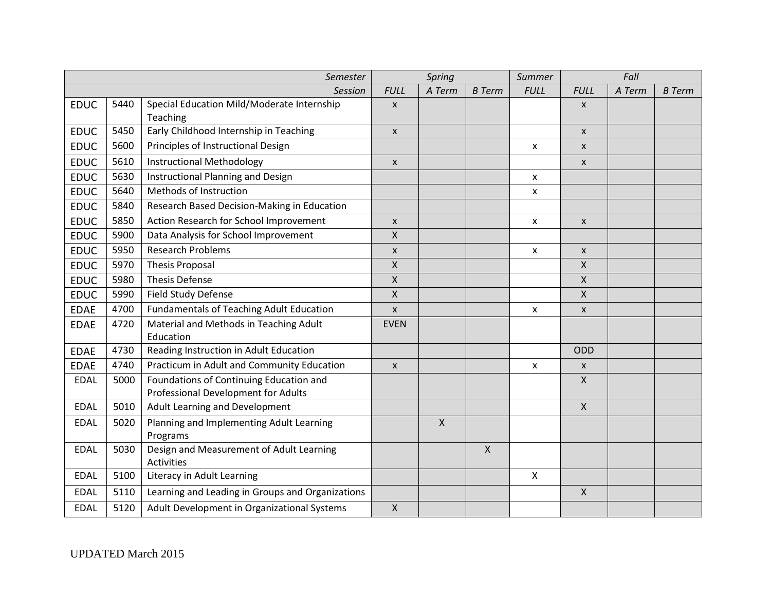| | | Semester | Spring | | | Summer | Fall | | |
|---|---|---|---|---|---|---|---|---|---|
| | | Session | FULL | A Term | B Term | FULL | FULL | A Term | B Term |
| EDUC | 5440 | Special Education Mild/Moderate Internship Teaching | x | | | | x | | |
| EDUC | 5450 | Early Childhood Internship in Teaching | x | | | | x | | |
| EDUC | 5600 | Principles of Instructional Design | | | | x | x | | |
| EDUC | 5610 | Instructional Methodology | x | | | | x | | |
| EDUC | 5630 | Instructional Planning and Design | | | | x | | | |
| EDUC | 5640 | Methods of Instruction | | | | x | | | |
| EDUC | 5840 | Research Based Decision-Making in Education | | | | | | | |
| EDUC | 5850 | Action Research for School Improvement | x | | | x | x | | |
| EDUC | 5900 | Data Analysis for School Improvement | X | | | | | | |
| EDUC | 5950 | Research Problems | x | | | x | x | | |
| EDUC | 5970 | Thesis Proposal | X | | | | X | | |
| EDUC | 5980 | Thesis Defense | X | | | | X | | |
| EDUC | 5990 | Field Study Defense | X | | | | X | | |
| EDAE | 4700 | Fundamentals of Teaching Adult Education | x | | | x | x | | |
| EDAE | 4720 | Material and Methods in Teaching Adult Education | EVEN | | | | | | |
| EDAE | 4730 | Reading Instruction in Adult Education | | | | | ODD | | |
| EDAE | 4740 | Practicum in Adult and Community Education | x | | | x | x | | |
| EDAL | 5000 | Foundations of Continuing Education and Professional Development for Adults | | | | | X | | |
| EDAL | 5010 | Adult Learning and Development | | | | | X | | |
| EDAL | 5020 | Planning and Implementing Adult Learning Programs | | X | | | | | |
| EDAL | 5030 | Design and Measurement of Adult Learning Activities | | | X | | | | |
| EDAL | 5100 | Literacy in Adult Learning | | | | X | | | |
| EDAL | 5110 | Learning and Leading in Groups and Organizations | | | | | X | | |
| EDAL | 5120 | Adult Development in Organizational Systems | X | | | | | | |

UPDATED March 2015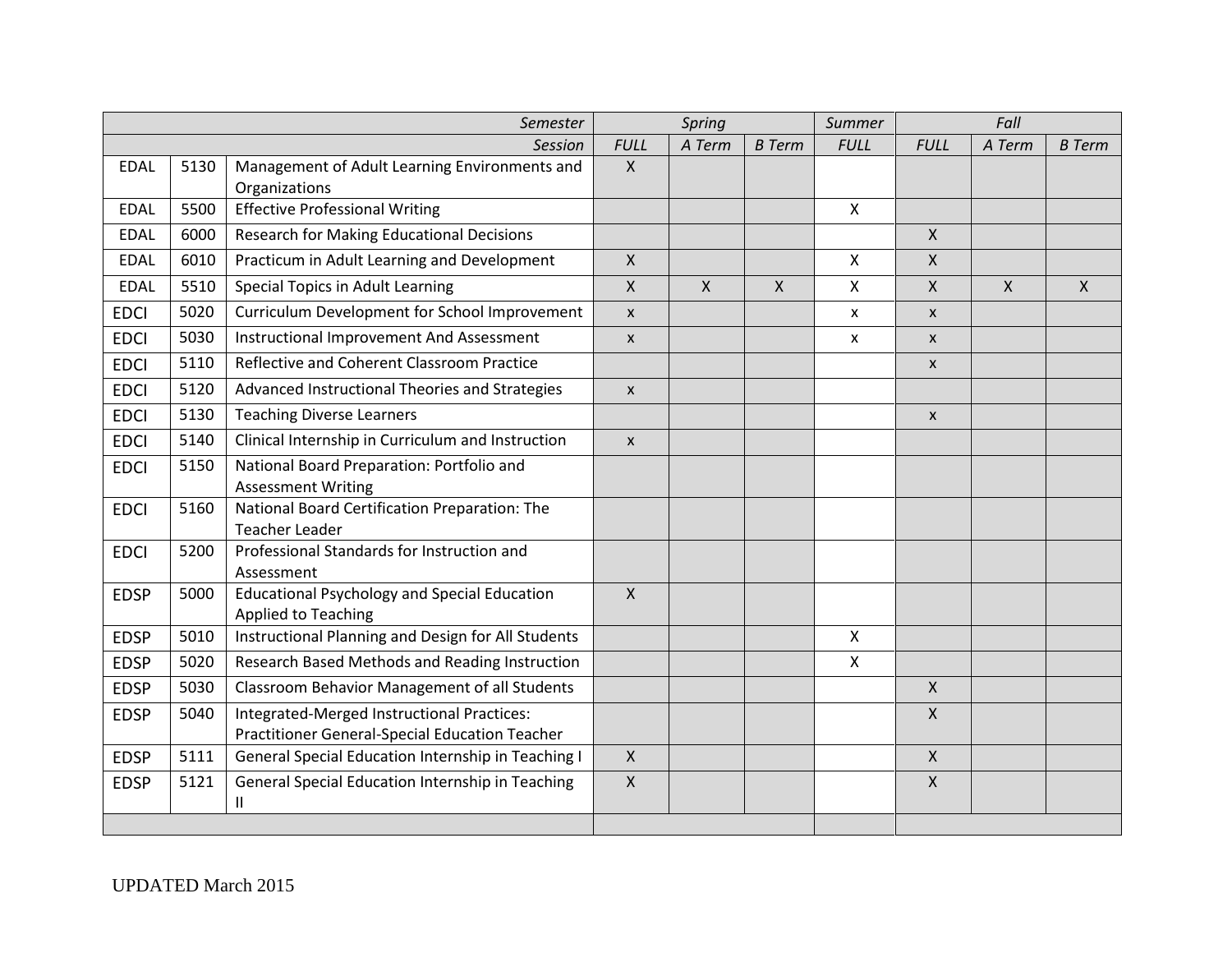| | | *Semester* | *Spring* | | | *Summer* | *Fall* | | |
|---|---|---|---|---|---|---|---|---|---|
| | | *Session* | *FULL* | *A Term* | *B Term* | *FULL* | *FULL* | *A Term* | *B Term* |
| EDAL | 5130 | Management of Adult Learning Environments and Organizations | X | | | | | | |
| EDAL | 5500 | Effective Professional Writing | | | | X | | | |
| EDAL | 6000 | Research for Making Educational Decisions | | | | | X | | |
| EDAL | 6010 | Practicum in Adult Learning and Development | X | | | X | X | | |
| EDAL | 5510 | Special Topics in Adult Learning | X | X | X | X | X | X | X |
| EDCI | 5020 | Curriculum Development for School Improvement | x | | | x | x | | |
| EDCI | 5030 | Instructional Improvement And Assessment | x | | | x | x | | |
| EDCI | 5110 | Reflective and Coherent Classroom Practice | | | | | x | | |
| EDCI | 5120 | Advanced Instructional Theories and Strategies | x | | | | | | |
| EDCI | 5130 | Teaching Diverse Learners | | | | | x | | |
| EDCI | 5140 | Clinical Internship in Curriculum and Instruction | x | | | | | | |
| EDCI | 5150 | National Board Preparation: Portfolio and Assessment Writing | | | | | | | |
| EDCI | 5160 | National Board Certification Preparation: The Teacher Leader | | | | | | | |
| EDCI | 5200 | Professional Standards for Instruction and Assessment | | | | | | | |
| EDSP | 5000 | Educational Psychology and Special Education Applied to Teaching | X | | | | | | |
| EDSP | 5010 | Instructional Planning and Design for All Students | | | | X | | | |
| EDSP | 5020 | Research Based Methods and Reading Instruction | | | | X | | | |
| EDSP | 5030 | Classroom Behavior Management of all Students | | | | | X | | |
| EDSP | 5040 | Integrated-Merged Instructional Practices: Practitioner General-Special Education Teacher | | | | | X | | |
| EDSP | 5111 | General Special Education Internship in Teaching I | X | | | | X | | |
| EDSP | 5121 | General Special Education Internship in Teaching II | X | | | | X | | |
| | | | | | | | | | |

UPDATED March 2015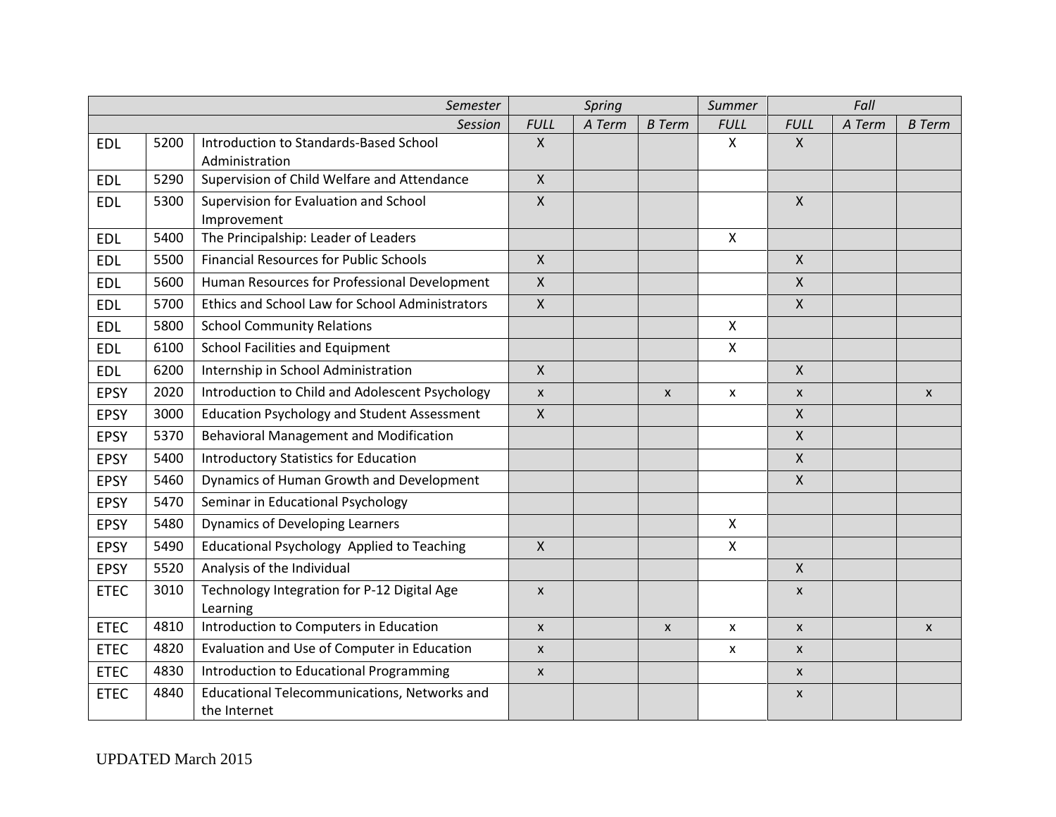| | | Semester | Spring | | | Summer | Fall | | |
|---|---|---|---|---|---|---|---|---|---|
| | | *Session* | *FULL* | *A Term* | *B Term* | *FULL* | *FULL* | *A Term* | *B Term* |
| EDL | 5200 | Introduction to Standards-Based School Administration | X | | | X | X | | |
| EDL | 5290 | Supervision of Child Welfare and Attendance | X | | | | | | |
| EDL | 5300 | Supervision for Evaluation and School Improvement | X | | | | X | | |
| EDL | 5400 | The Principalship: Leader of Leaders | | | | X | | | |
| EDL | 5500 | Financial Resources for Public Schools | X | | | | X | | |
| EDL | 5600 | Human Resources for Professional Development | X | | | | X | | |
| EDL | 5700 | Ethics and School Law for School Administrators | X | | | | X | | |
| EDL | 5800 | School Community Relations | | | | X | | | |
| EDL | 6100 | School Facilities and Equipment | | | | X | | | |
| EDL | 6200 | Internship in School Administration | X | | | | X | | |
| EPSY | 2020 | Introduction to Child and Adolescent Psychology | x | | x | x | x | | x |
| EPSY | 3000 | Education Psychology and Student Assessment | X | | | | X | | |
| EPSY | 5370 | Behavioral Management and Modification | | | | | X | | |
| EPSY | 5400 | Introductory Statistics for Education | | | | | X | | |
| EPSY | 5460 | Dynamics of Human Growth and Development | | | | | X | | |
| EPSY | 5470 | Seminar in Educational Psychology | | | | | | | |
| EPSY | 5480 | Dynamics of Developing Learners | | | | X | | | |
| EPSY | 5490 | Educational Psychology Applied to Teaching | X | | | X | | | |
| EPSY | 5520 | Analysis of the Individual | | | | | X | | |
| ETEC | 3010 | Technology Integration for P-12 Digital Age Learning | x | | | | x | | |
| ETEC | 4810 | Introduction to Computers in Education | x | | x | x | x | | x |
| ETEC | 4820 | Evaluation and Use of Computer in Education | x | | | x | x | | |
| ETEC | 4830 | Introduction to Educational Programming | x | | | | x | | |
| ETEC | 4840 | Educational Telecommunications, Networks and the Internet | | | | | x | | |

UPDATED March 2015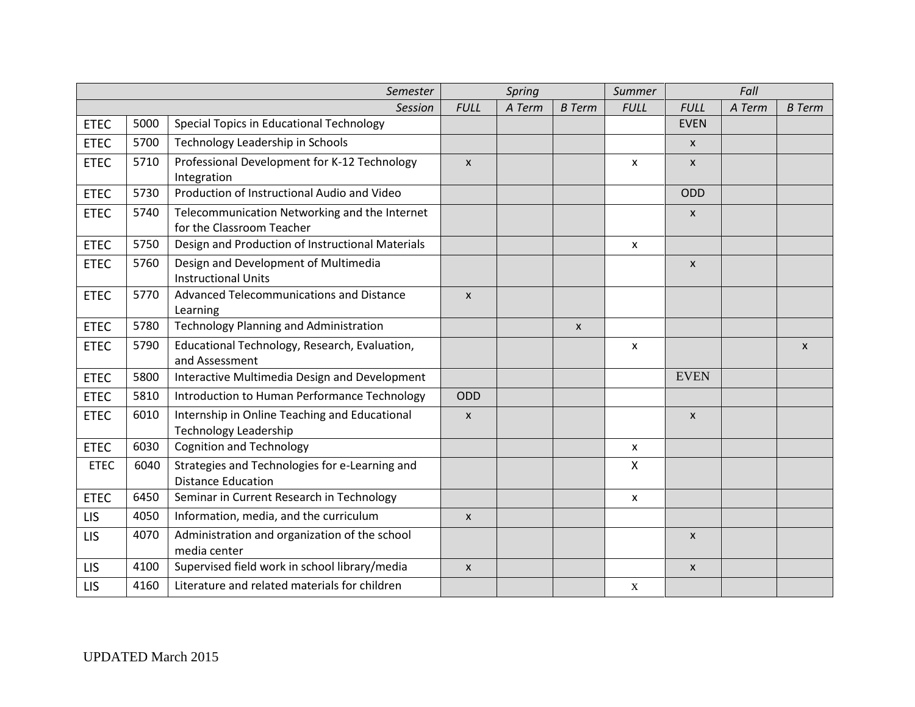| | | Semester | Spring | | | Summer | Fall | | |
|---|---|---|---|---|---|---|---|---|---|
| | | Session | FULL | A Term | B Term | FULL | FULL | A Term | B Term |
| ETEC | 5000 | Special Topics in Educational Technology | | | | | EVEN | | |
| ETEC | 5700 | Technology Leadership in Schools | | | | | x | | |
| ETEC | 5710 | Professional Development for K-12 Technology Integration | x | | | x | x | | |
| ETEC | 5730 | Production of Instructional Audio and Video | | | | | ODD | | |
| ETEC | 5740 | Telecommunication Networking and the Internet for the Classroom Teacher | | | | | x | | |
| ETEC | 5750 | Design and Production of Instructional Materials | | | | x | | | |
| ETEC | 5760 | Design and Development of Multimedia Instructional Units | | | | | x | | |
| ETEC | 5770 | Advanced Telecommunications and Distance Learning | x | | | | | | |
| ETEC | 5780 | Technology Planning and Administration | | | x | | | | |
| ETEC | 5790 | Educational Technology, Research, Evaluation, and Assessment | | | | x | | | x |
| ETEC | 5800 | Interactive Multimedia Design and Development | | | | | EVEN | | |
| ETEC | 5810 | Introduction to Human Performance Technology | ODD | | | | | | |
| ETEC | 6010 | Internship in Online Teaching and Educational Technology Leadership | x | | | | x | | |
| ETEC | 6030 | Cognition and Technology | | | | x | | | |
| ETEC | 6040 | Strategies and Technologies for e-Learning and Distance Education | | | | X | | | |
| ETEC | 6450 | Seminar in Current Research in Technology | | | | x | | | |
| LIS | 4050 | Information, media, and the curriculum | x | | | | | | |
| LIS | 4070 | Administration and organization of the school media center | | | | | x | | |
| LIS | 4100 | Supervised field work in school library/media | x | | | | x | | |
| LIS | 4160 | Literature and related materials for children | | | | x | | | |

UPDATED March 2015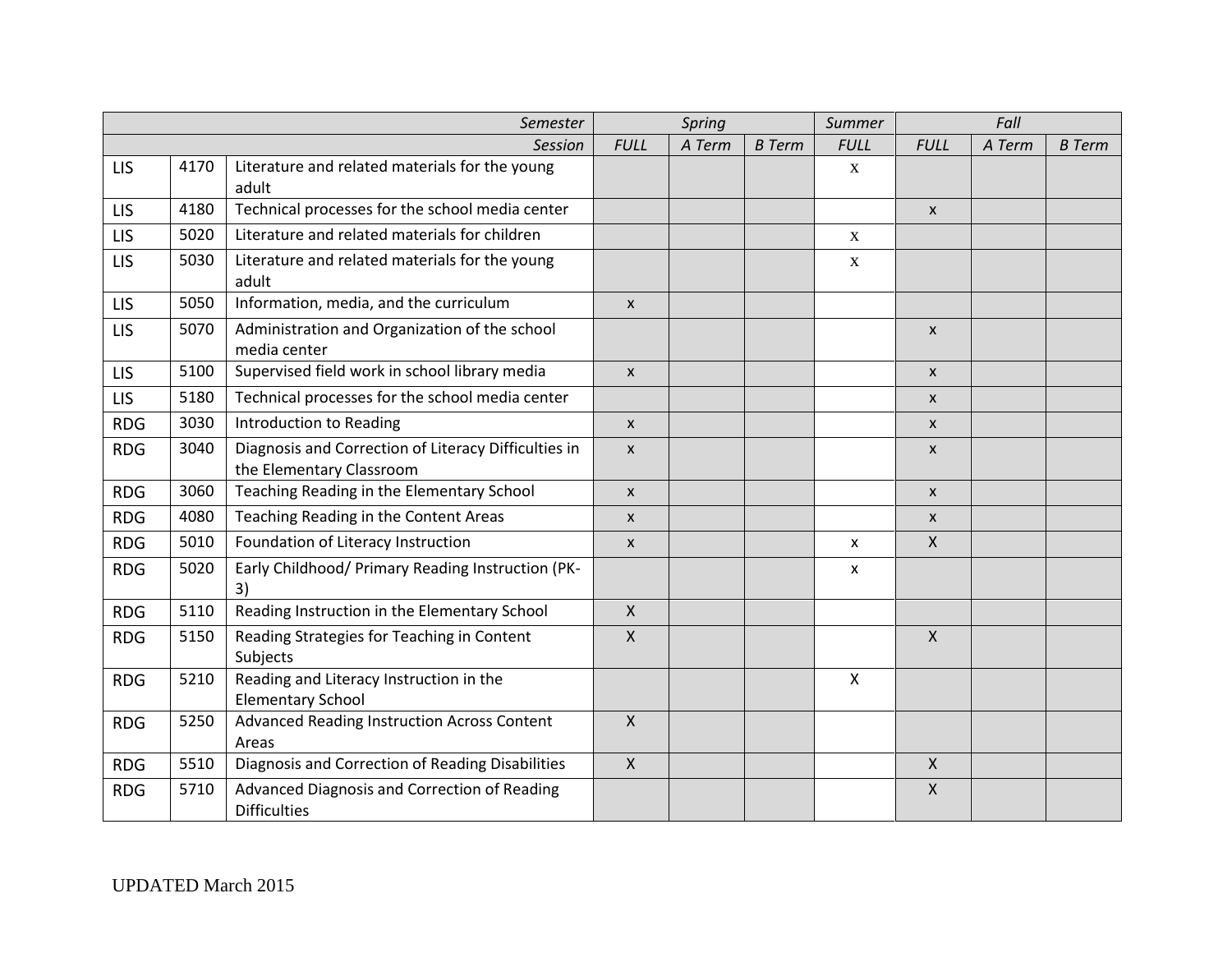| | | Semester | Spring | | | Summer | Fall | | |
|---|---|---|---|---|---|---|---|---|---|
| | | Session | FULL | A Term | B Term | FULL | FULL | A Term | B Term |
| LIS | 4170 | Literature and related materials for the young adult | | | | x | | | |
| LIS | 4180 | Technical processes for the school media center | | | | | x | | |
| LIS | 5020 | Literature and related materials for children | | | | x | | | |
| LIS | 5030 | Literature and related materials for the young adult | | | | x | | | |
| LIS | 5050 | Information, media, and the curriculum | x | | | | | | |
| LIS | 5070 | Administration and Organization of the school media center | | | | | x | | |
| LIS | 5100 | Supervised field work in school library media | x | | | | x | | |
| LIS | 5180 | Technical processes for the school media center | | | | | x | | |
| RDG | 3030 | Introduction to Reading | x | | | | x | | |
| RDG | 3040 | Diagnosis and Correction of Literacy Difficulties in the Elementary Classroom | x | | | | x | | |
| RDG | 3060 | Teaching Reading in the Elementary School | x | | | | x | | |
| RDG | 4080 | Teaching Reading in the Content Areas | x | | | | x | | |
| RDG | 5010 | Foundation of Literacy Instruction | x | | | x | X | | |
| RDG | 5020 | Early Childhood/ Primary Reading Instruction (PK-3) | | | | x | | | |
| RDG | 5110 | Reading Instruction in the Elementary School | X | | | | | | |
| RDG | 5150 | Reading Strategies for Teaching in Content Subjects | X | | | | X | | |
| RDG | 5210 | Reading and Literacy Instruction in the Elementary School | | | | X | | | |
| RDG | 5250 | Advanced Reading Instruction Across Content Areas | X | | | | | | |
| RDG | 5510 | Diagnosis and Correction of Reading Disabilities | X | | | | X | | |
| RDG | 5710 | Advanced Diagnosis and Correction of Reading Difficulties | | | | | X | | |

UPDATED March 2015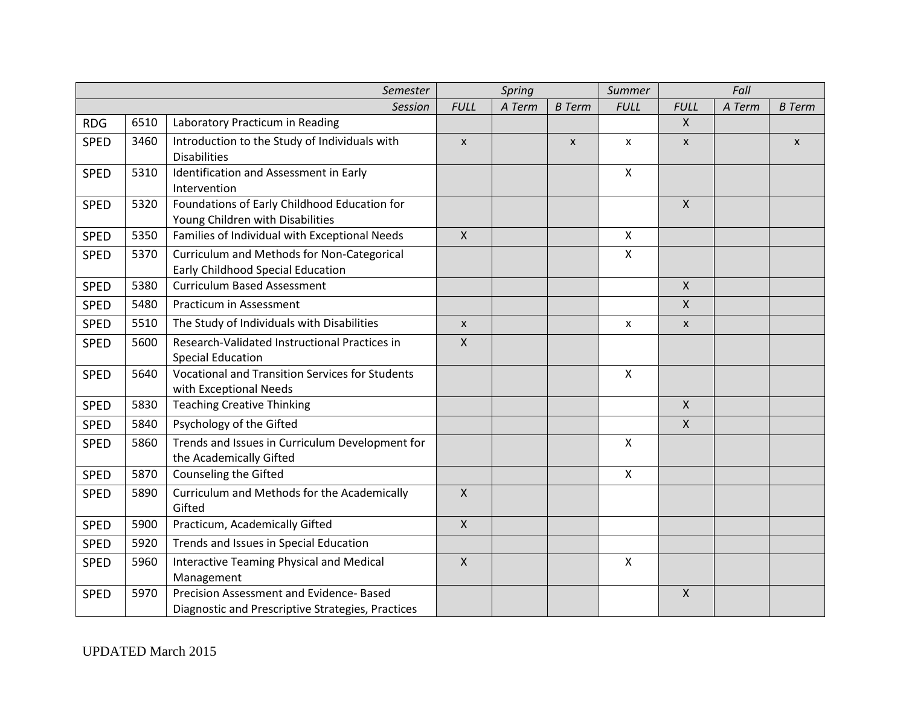| | | Semester | Spring | | | Summer | Fall | | |
|---|---|---|---|---|---|---|---|---|---|
| | | Session | FULL | A Term | B Term | FULL | FULL | A Term | B Term |
| RDG | 6510 | Laboratory Practicum in Reading | | | | | X | | |
| SPED | 3460 | Introduction to the Study of Individuals with Disabilities | x | | x | x | x | | x |
| SPED | 5310 | Identification and Assessment in Early Intervention | | | | X | | | |
| SPED | 5320 | Foundations of Early Childhood Education for Young Children with Disabilities | | | | | X | | |
| SPED | 5350 | Families of Individual with Exceptional Needs | X | | | X | | | |
| SPED | 5370 | Curriculum and Methods for Non-Categorical Early Childhood Special Education | | | | X | | | |
| SPED | 5380 | Curriculum Based Assessment | | | | | X | | |
| SPED | 5480 | Practicum in Assessment | | | | | X | | |
| SPED | 5510 | The Study of Individuals with Disabilities | x | | | x | x | | |
| SPED | 5600 | Research-Validated Instructional Practices in Special Education | X | | | | | | |
| SPED | 5640 | Vocational and Transition Services for Students with Exceptional Needs | | | | X | | | |
| SPED | 5830 | Teaching Creative Thinking | | | | | X | | |
| SPED | 5840 | Psychology of the Gifted | | | | | X | | |
| SPED | 5860 | Trends and Issues in Curriculum Development for the Academically Gifted | | | | X | | | |
| SPED | 5870 | Counseling the Gifted | | | | X | | | |
| SPED | 5890 | Curriculum and Methods for the Academically Gifted | X | | | | | | |
| SPED | 5900 | Practicum, Academically Gifted | X | | | | | | |
| SPED | 5920 | Trends and Issues in Special Education | | | | | | | |
| SPED | 5960 | Interactive Teaming Physical and Medical Management | X | | | X | | | |
| SPED | 5970 | Precision Assessment and Evidence- Based Diagnostic and Prescriptive Strategies, Practices | | | | | X | | |

UPDATED March 2015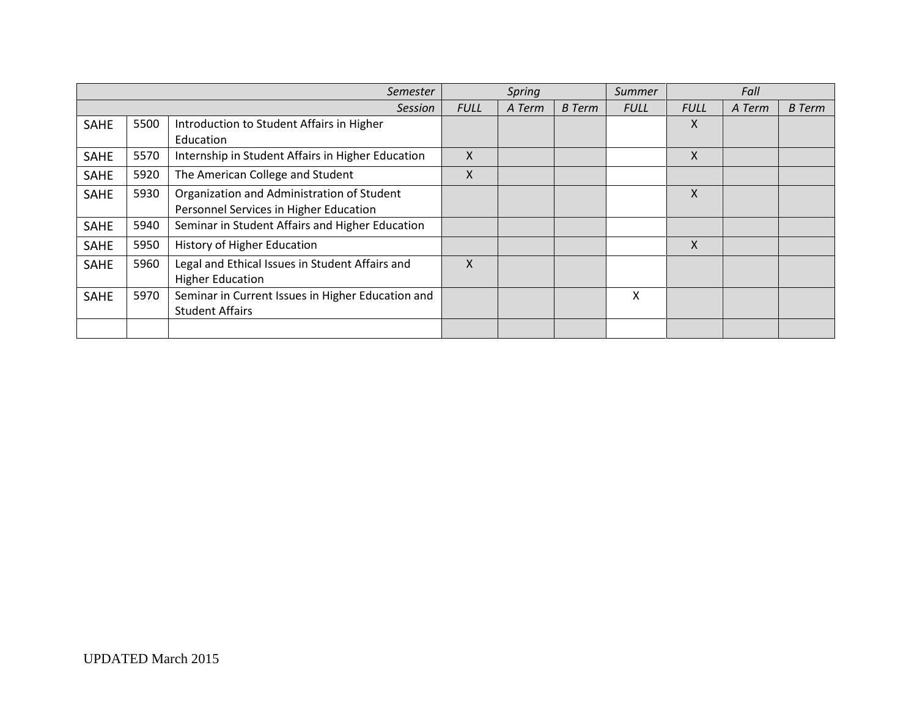| | | Semester | Spring | | | Summer | Fall | | |
|---|---|---|---|---|---|---|---|---|---|
| | | Session | FULL | A Term | B Term | FULL | FULL | A Term | B Term |
| SAHE | 5500 | Introduction to Student Affairs in Higher Education | | | | | X | | |
| SAHE | 5570 | Internship in Student Affairs in Higher Education | X | | | | X | | |
| SAHE | 5920 | The American College and Student | X | | | | | | |
| SAHE | 5930 | Organization and Administration of Student Personnel Services in Higher Education | | | | | X | | |
| SAHE | 5940 | Seminar in Student Affairs and Higher Education | | | | | | | |
| SAHE | 5950 | History of Higher Education | | | | | X | | |
| SAHE | 5960 | Legal and Ethical Issues in Student Affairs and Higher Education | X | | | | | | |
| SAHE | 5970 | Seminar in Current Issues in Higher Education and Student Affairs | | | | X | | | |
| | | | | | | | | | |

UPDATED March 2015